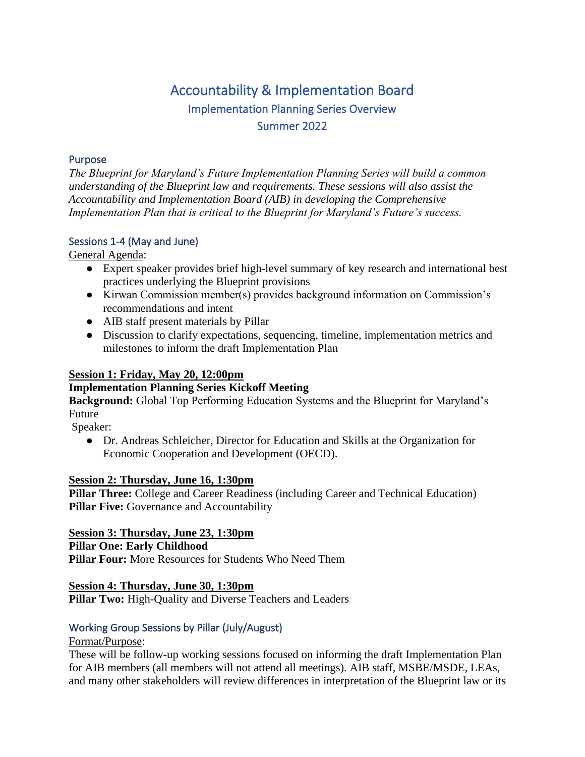# Accountability & Implementation Board

## Implementation Planning Series Overview

## Summer 2022

### Purpose

*The Blueprint for Maryland's Future Implementation Planning Series will build a common understanding of the Blueprint law and requirements. These sessions will also assist the Accountability and Implementation Board (AIB) in developing the Comprehensive Implementation Plan that is critical to the Blueprint for Maryland's Future's success.*

### Sessions 1-4 (May and June)

General Agenda:

- Expert speaker provides brief high-level summary of key research and international best practices underlying the Blueprint provisions
- Kirwan Commission member(s) provides background information on Commission's recommendations and intent
- AIB staff present materials by Pillar
- Discussion to clarify expectations, sequencing, timeline, implementation metrics and milestones to inform the draft Implementation Plan

**Session 1: Friday, May 20, 12:00pm**

**Implementation Planning Series Kickoff Meeting**

**Background:** Global Top Performing Education Systems and the Blueprint for Maryland's Future

Speaker:

- Dr. Andreas Schleicher, Director for Education and Skills at the Organization for Economic Cooperation and Development (OECD).

**Session 2: Thursday, June 16, 1:30pm**

**Pillar Three:** College and Career Readiness (including Career and Technical Education)

**Pillar Five:** Governance and Accountability

**Session 3: Thursday, June 23, 1:30pm**

**Pillar One: Early Childhood**

**Pillar Four:** More Resources for Students Who Need Them

**Session 4: Thursday, June 30, 1:30pm**

**Pillar Two:** High-Quality and Diverse Teachers and Leaders

### Working Group Sessions by Pillar (July/August)

Format/Purpose:

These will be follow-up working sessions focused on informing the draft Implementation Plan for AIB members (all members will not attend all meetings). AIB staff, MSBE/MSDE, LEAs, and many other stakeholders will review differences in interpretation of the Blueprint law or its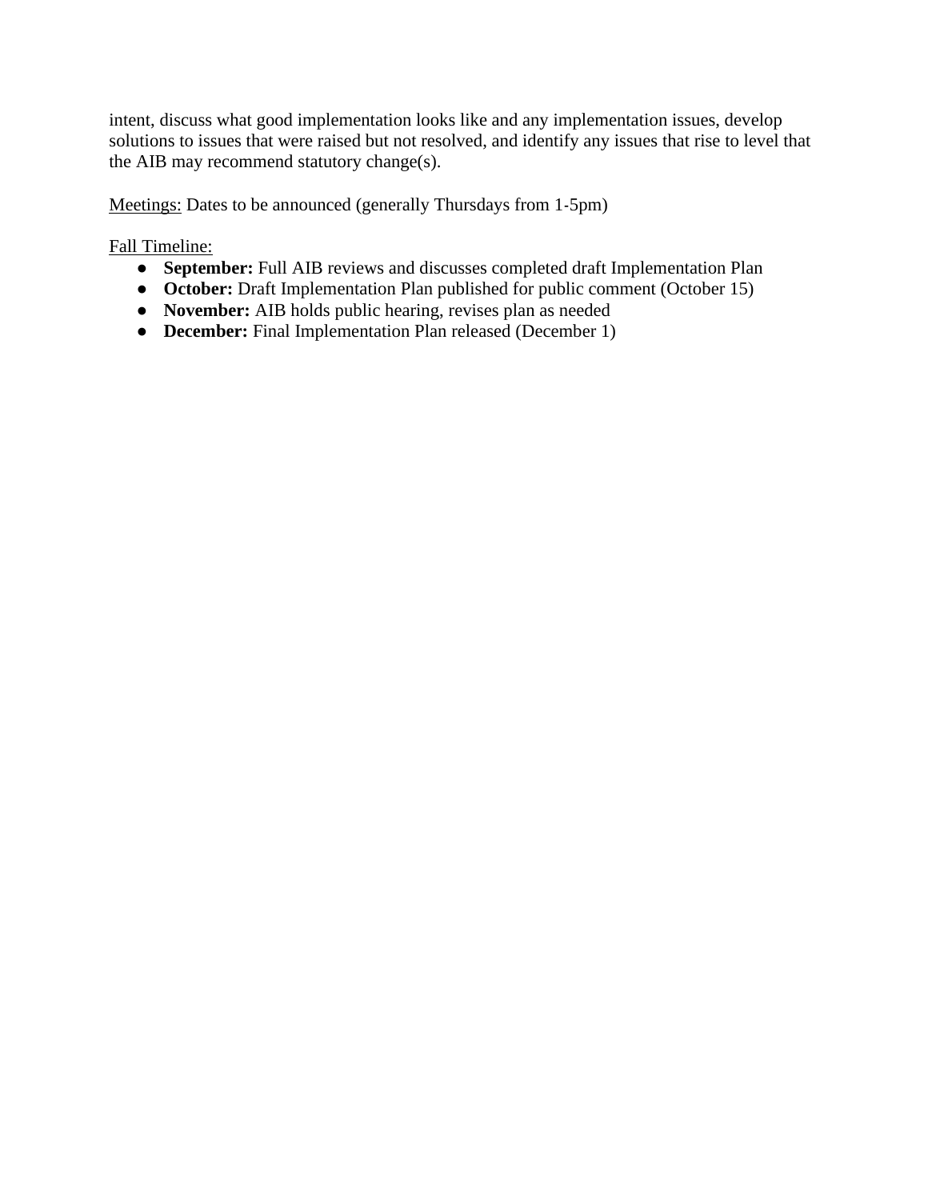intent, discuss what good implementation looks like and any implementation issues, develop solutions to issues that were raised but not resolved, and identify any issues that rise to level that the AIB may recommend statutory change(s).

<u>Meetings:</u> Dates to be announced (generally Thursdays from 1-5pm)

<u>Fall Timeline:</u>

- **September:** Full AIB reviews and discusses completed draft Implementation Plan
- **October:** Draft Implementation Plan published for public comment (October 15)
- **November:** AIB holds public hearing, revises plan as needed
- **December:** Final Implementation Plan released (December 1)